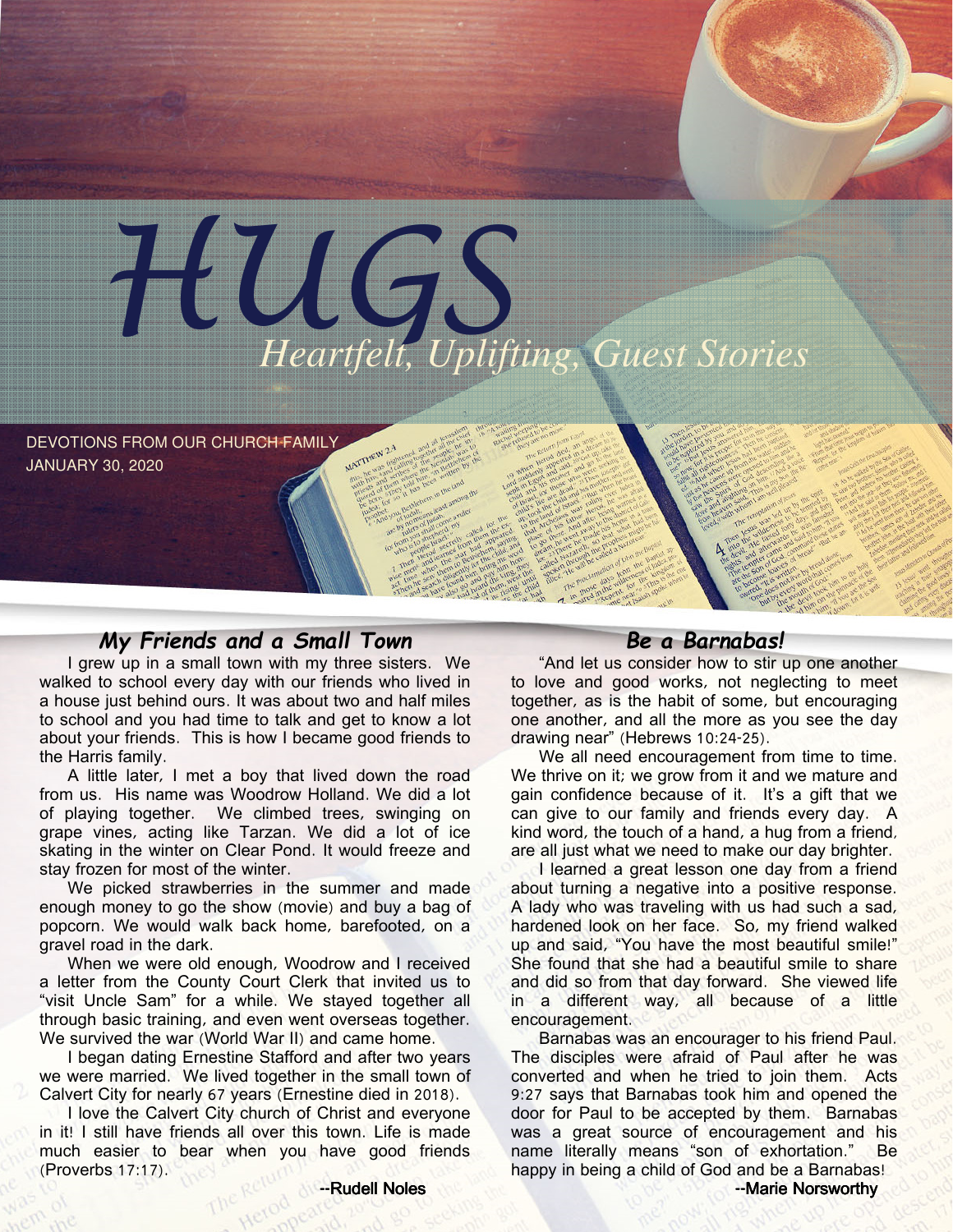# HUGS

*Heartfelt, Uplifting, Guest Stories*

DEVOTIONS FROM OUR CHURCH FAMILY
JANUARY 30, 2020

## My Friends and a Small Town

I grew up in a small town with my three sisters. We walked to school every day with our friends who lived in a house just behind ours. It was about two and half miles to school and you had time to talk and get to know a lot about your friends. This is how I became good friends to the Harris family.

A little later, I met a boy that lived down the road from us. His name was Woodrow Holland. We did a lot of playing together. We climbed trees, swinging on grape vines, acting like Tarzan. We did a lot of ice skating in the winter on Clear Pond. It would freeze and stay frozen for most of the winter.

We picked strawberries in the summer and made enough money to go the show (movie) and buy a bag of popcorn. We would walk back home, barefooted, on a gravel road in the dark.

When we were old enough, Woodrow and I received a letter from the County Court Clerk that invited us to "visit Uncle Sam" for a while. We stayed together all through basic training, and even went overseas together. We survived the war (World War II) and came home.

I began dating Ernestine Stafford and after two years we were married. We lived together in the small town of Calvert City for nearly 67 years (Ernestine died in 2018).

I love the Calvert City church of Christ and everyone in it! I still have friends all over this town. Life is made much easier to bear when you have good friends (Proverbs 17:17).

--Rudell Noles

## Be a Barnabas!

"And let us consider how to stir up one another to love and good works, not neglecting to meet together, as is the habit of some, but encouraging one another, and all the more as you see the day drawing near" (Hebrews 10:24-25).

We all need encouragement from time to time. We thrive on it; we grow from it and we mature and gain confidence because of it. It's a gift that we can give to our family and friends every day. A kind word, the touch of a hand, a hug from a friend, are all just what we need to make our day brighter.

I learned a great lesson one day from a friend about turning a negative into a positive response. A lady who was traveling with us had such a sad, hardened look on her face. So, my friend walked up and said, "You have the most beautiful smile!" She found that she had a beautiful smile to share and did so from that day forward. She viewed life in a different way, all because of a little encouragement.

Barnabas was an encourager to his friend Paul. The disciples were afraid of Paul after he was converted and when he tried to join them. Acts 9:27 says that Barnabas took him and opened the door for Paul to be accepted by them. Barnabas was a great source of encouragement and his name literally means "son of exhortation." Be happy in being a child of God and be a Barnabas!

--Marie Norsworthy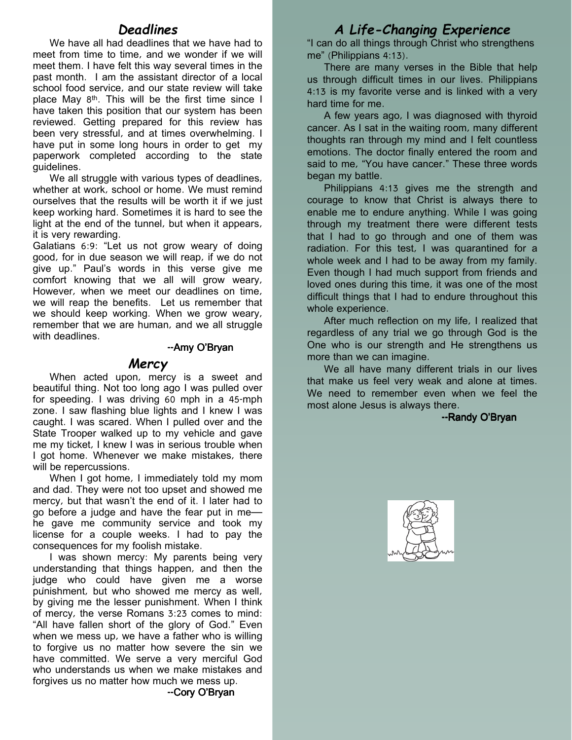## *Deadlines*

We have all had deadlines that we have had to meet from time to time, and we wonder if we will meet them. I have felt this way several times in the past month. I am the assistant director of a local school food service, and our state review will take place May 8th. This will be the first time since I have taken this position that our system has been reviewed. Getting prepared for this review has been very stressful, and at times overwhelming. I have put in some long hours in order to get my paperwork completed according to the state guidelines.

We all struggle with various types of deadlines, whether at work, school or home. We must remind ourselves that the results will be worth it if we just keep working hard. Sometimes it is hard to see the light at the end of the tunnel, but when it appears, it is very rewarding.

Galatians 6:9: "Let us not grow weary of doing good, for in due season we will reap, if we do not give up." Paul's words in this verse give me comfort knowing that we all will grow weary, However, when we meet our deadlines on time, we will reap the benefits. Let us remember that we should keep working. When we grow weary, remember that we are human, and we all struggle with deadlines.

--Amy O'Bryan

## *Mercy*

When acted upon, mercy is a sweet and beautiful thing. Not too long ago I was pulled over for speeding. I was driving 60 mph in a 45-mph zone. I saw flashing blue lights and I knew I was caught. I was scared. When I pulled over and the State Trooper walked up to my vehicle and gave me my ticket, I knew I was in serious trouble when I got home. Whenever we make mistakes, there will be repercussions.

When I got home, I immediately told my mom and dad. They were not too upset and showed me mercy, but that wasn't the end of it. I later had to go before a judge and have the fear put in me—he gave me community service and took my license for a couple weeks. I had to pay the consequences for my foolish mistake.

I was shown mercy: My parents being very understanding that things happen, and then the judge who could have given me a worse punishment, but who showed me mercy as well, by giving me the lesser punishment. When I think of mercy, the verse Romans 3:23 comes to mind: "All have fallen short of the glory of God." Even when we mess up, we have a father who is willing to forgive us no matter how severe the sin we have committed. We serve a very merciful God who understands us when we make mistakes and forgives us no matter how much we mess up.

--Cory O'Bryan

## *A Life-Changing Experience*

"I can do all things through Christ who strengthens me" (Philippians 4:13).

There are many verses in the Bible that help us through difficult times in our lives. Philippians 4:13 is my favorite verse and is linked with a very hard time for me.

A few years ago, I was diagnosed with thyroid cancer. As I sat in the waiting room, many different thoughts ran through my mind and I felt countless emotions. The doctor finally entered the room and said to me, "You have cancer." These three words began my battle.

Philippians 4:13 gives me the strength and courage to know that Christ is always there to enable me to endure anything. While I was going through my treatment there were different tests that I had to go through and one of them was radiation. For this test, I was quarantined for a whole week and I had to be away from my family. Even though I had much support from friends and loved ones during this time, it was one of the most difficult things that I had to endure throughout this whole experience.

After much reflection on my life, I realized that regardless of any trial we go through God is the One who is our strength and He strengthens us more than we can imagine.

We all have many different trials in our lives that make us feel very weak and alone at times. We need to remember even when we feel the most alone Jesus is always there.

--Randy O'Bryan